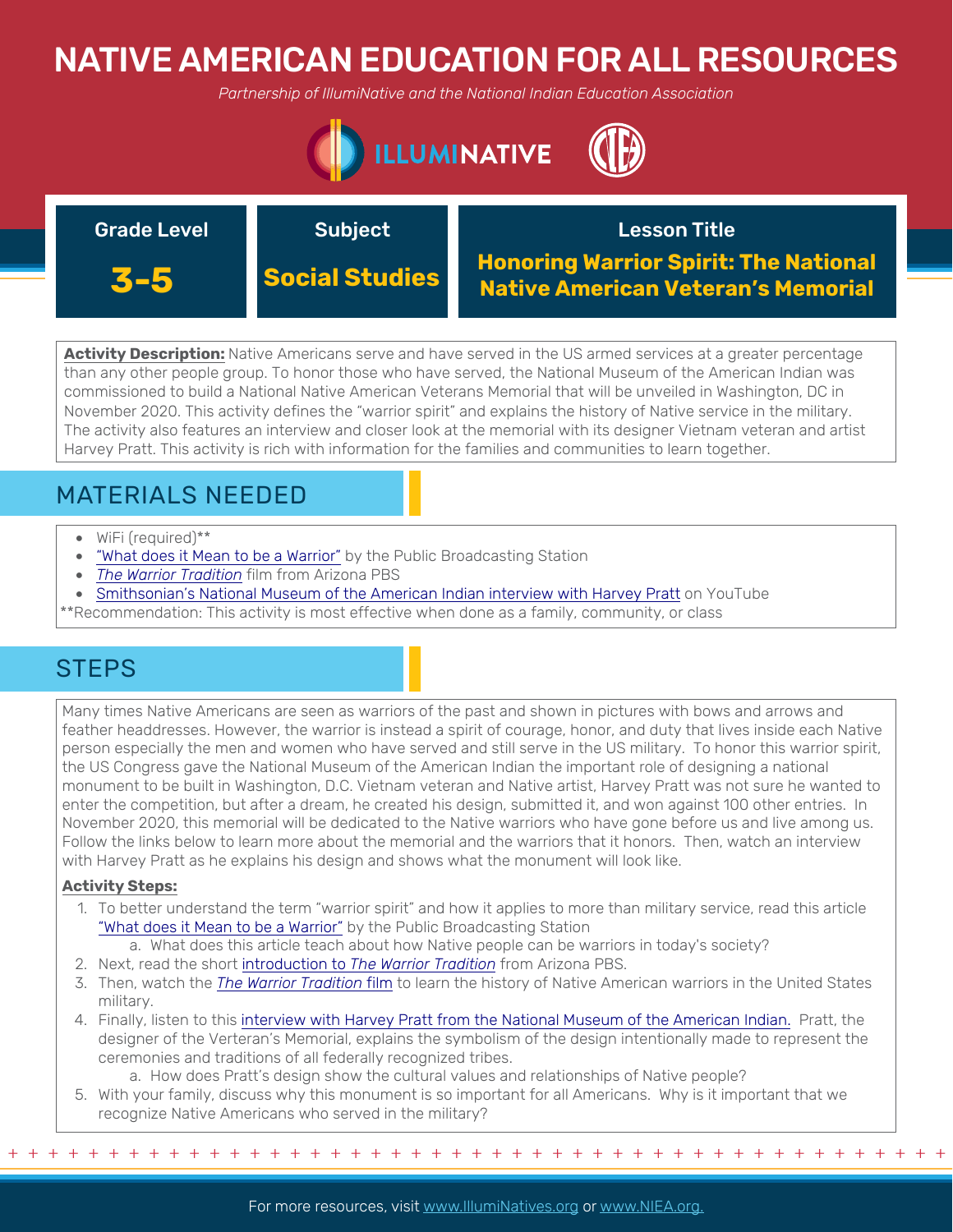# NATIVE AMERICAN EDUCATION FOR ALL RESOURCES

*Partnership of IllumiNative and the National Indian Education Association*

| Grade Level | Subject | Lesson Title |
| --- | --- | --- |
| **3-5** | **Social Studies** | **Honoring Warrior Spirit: The National Native American Veteran's Memorial** |

**Activity Description:** Native Americans serve and have served in the US armed services at a greater percentage than any other people group. To honor those who have served, the National Museum of the American Indian was commissioned to build a National Native American Veterans Memorial that will be unveiled in Washington, DC in November 2020. This activity defines the "warrior spirit" and explains the history of Native service in the military. The activity also features an interview and closer look at the memorial with its designer Vietnam veteran and artist Harvey Pratt. This activity is rich with information for the families and communities to learn together.

## MATERIALS NEEDED

- WiFi (required)**
- "What does it Mean to be a Warrior" by the Public Broadcasting Station
- *The Warrior Tradition* film from Arizona PBS
- Smithsonian's National Museum of the American Indian interview with Harvey Pratt on YouTube

**Recommendation: This activity is most effective when done as a family, community, or class

## STEPS

Many times Native Americans are seen as warriors of the past and shown in pictures with bows and arrows and feather headdresses. However, the warrior is instead a spirit of courage, honor, and duty that lives inside each Native person especially the men and women who have served and still serve in the US military. To honor this warrior spirit, the US Congress gave the National Museum of the American Indian the important role of designing a national monument to be built in Washington, D.C. Vietnam veteran and Native artist, Harvey Pratt was not sure he wanted to enter the competition, but after a dream, he created his design, submitted it, and won against 100 other entries. In November 2020, this memorial will be dedicated to the Native warriors who have gone before us and live among us. Follow the links below to learn more about the memorial and the warriors that it honors. Then, watch an interview with Harvey Pratt as he explains his design and shows what the monument will look like.

**Activity Steps:**

1. To better understand the term "warrior spirit" and how it applies to more than military service, read this article "What does it Mean to be a Warrior" by the Public Broadcasting Station
   a. What does this article teach about how Native people can be warriors in today's society?
2. Next, read the short introduction to *The Warrior Tradition* from Arizona PBS.
3. Then, watch the *The Warrior Tradition* film to learn the history of Native American warriors in the United States military.
4. Finally, listen to this interview with Harvey Pratt from the National Museum of the American Indian. Pratt, the designer of the Verteran's Memorial, explains the symbolism of the design intentionally made to represent the ceremonies and traditions of all federally recognized tribes.
   a. How does Pratt's design show the cultural values and relationships of Native people?
5. With your family, discuss why this monument is so important for all Americans. Why is it important that we recognize Native Americans who served in the military?

For more resources, visit www.IllumiNatives.org or www.NIEA.org.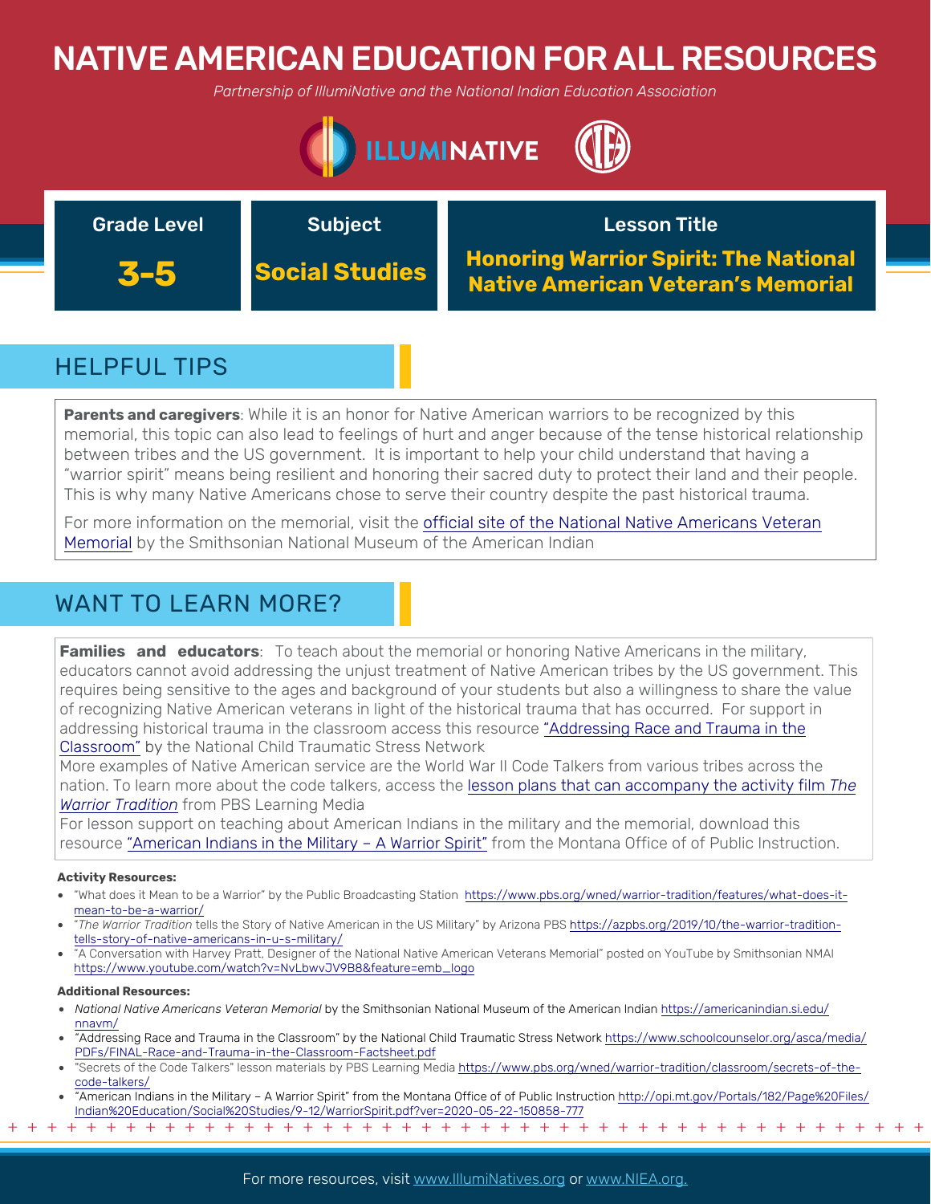# NATIVE AMERICAN EDUCATION FOR ALL RESOURCES

*Partnership of IllumiNative and the National Indian Education Association*

| Grade Level | Subject | Lesson Title |
| --- | --- | --- |
| **3-5** | **Social Studies** | **Honoring Warrior Spirit: The National Native American Veteran's Memorial** |

## HELPFUL TIPS

**Parents and caregivers**: While it is an honor for Native American warriors to be recognized by this memorial, this topic can also lead to feelings of hurt and anger because of the tense historical relationship between tribes and the US government. It is important to help your child understand that having a "warrior spirit" means being resilient and honoring their sacred duty to protect their land and their people. This is why many Native Americans chose to serve their country despite the past historical trauma.

For more information on the memorial, visit the official site of the National Native Americans Veteran Memorial by the Smithsonian National Museum of the American Indian

## WANT TO LEARN MORE?

**Families and educators**: To teach about the memorial or honoring Native Americans in the military, educators cannot avoid addressing the unjust treatment of Native American tribes by the US government. This requires being sensitive to the ages and background of your students but also a willingness to share the value of recognizing Native American veterans in light of the historical trauma that has occurred. For support in addressing historical trauma in the classroom access this resource "Addressing Race and Trauma in the Classroom" by the National Child Traumatic Stress Network

More examples of Native American service are the World War II Code Talkers from various tribes across the nation. To learn more about the code talkers, access the lesson plans that can accompany the activity film *The Warrior Tradition* from PBS Learning Media

For lesson support on teaching about American Indians in the military and the memorial, download this resource "American Indians in the Military – A Warrior Spirit" from the Montana Office of of Public Instruction.

**Activity Resources:**

- "What does it Mean to be a Warrior" by the Public Broadcasting Station https://www.pbs.org/wned/warrior-tradition/features/what-does-it-mean-to-be-a-warrior/
- "*The Warrior Tradition* tells the Story of Native American in the US Military" by Arizona PBS https://azpbs.org/2019/10/the-warrior-tradition-tells-story-of-native-americans-in-u-s-military/
- "A Conversation with Harvey Pratt, Designer of the National Native American Veterans Memorial" posted on YouTube by Smithsonian NMAI https://www.youtube.com/watch?v=NvLbwvJV9B8&feature=emb_logo

**Additional Resources:**

- *National Native Americans Veteran Memorial* by the Smithsonian National Museum of the American Indian https://americanindian.si.edu/nnavm/
- "Addressing Race and Trauma in the Classroom" by the National Child Traumatic Stress Network https://www.schoolcounselor.org/asca/media/PDFs/FINAL-Race-and-Trauma-in-the-Classroom-Factsheet.pdf
- "Secrets of the Code Talkers" lesson materials by PBS Learning Media https://www.pbs.org/wned/warrior-tradition/classroom/secrets-of-the-code-talkers/
- "American Indians in the Military – A Warrior Spirit" from the Montana Office of of Public Instruction http://opi.mt.gov/Portals/182/Page%20Files/Indian%20Education/Social%20Studies/9-12/WarriorSpirit.pdf?ver=2020-05-22-150858-777

For more resources, visit www.IllumiNatives.org or www.NIEA.org.